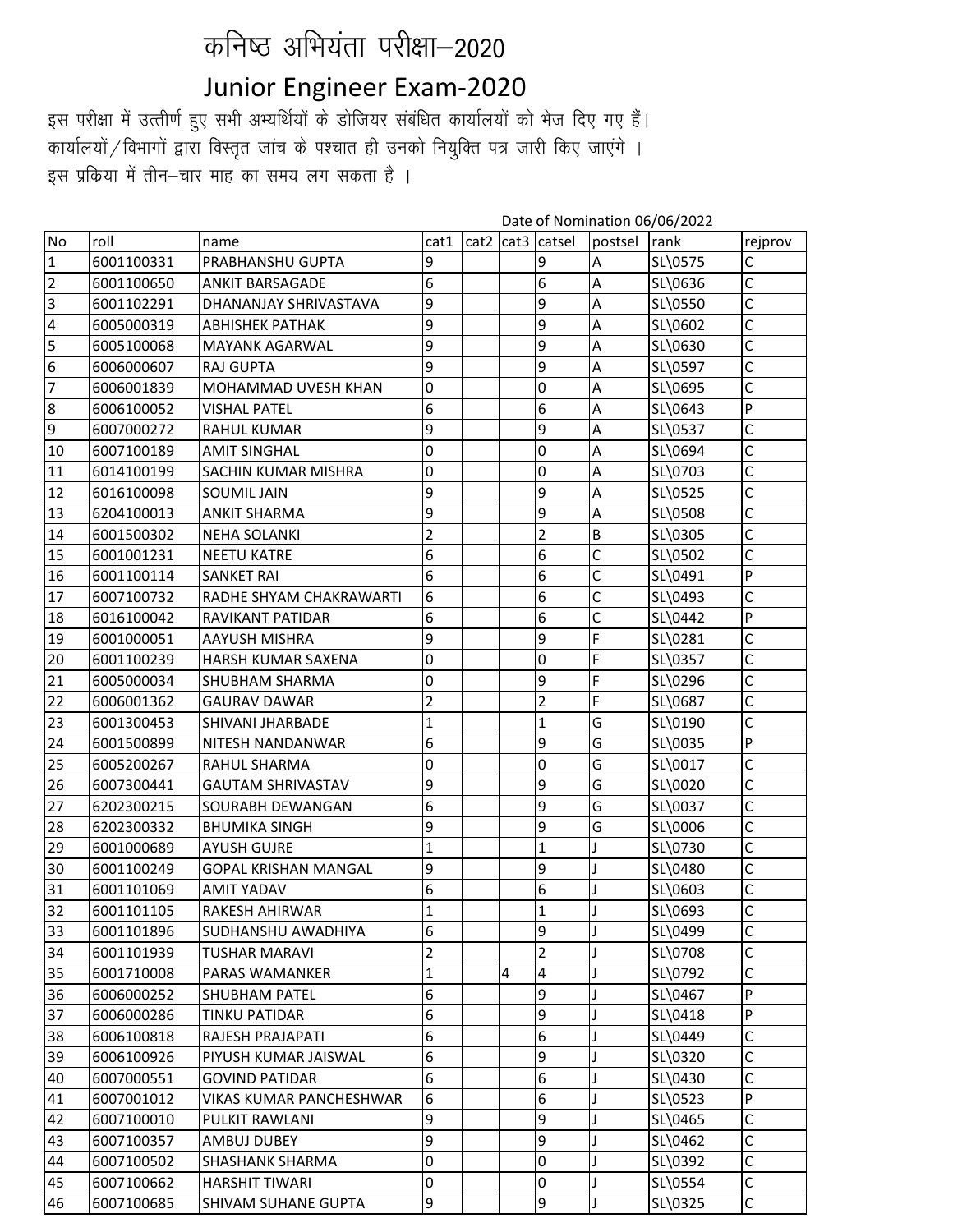# कनिष्ठ अभियंता परीक्षा–2020

## Junior Engineer Exam-2020

इस परीक्षा में उत्तीर्ण हुए सभी अभ्यर्थियों के डोजियर संबंधित कार्यालयों को भेज दिए गए हैं। कार्यालयों/विभागों द्वारा विस्तृत जांच के पश्चात ही उनको नियुक्ति पत्र जारी किए जाएंगे । इस प्रक्रिया में तीन–चार माह का समय लग सकता है ।

Date of Nomination 06/06/2022

| No | roll | name | cat1 | cat2 | cat3 | catsel | postsel | rank | rejprov |
|---|---|---|---|---|---|---|---|---|---|
| 1 | 6001100331 | PRABHANSHU GUPTA | 9 | | | 9 | A | SL\0575 | C |
| 2 | 6001100650 | ANKIT BARSAGADE | 6 | | | 6 | A | SL\0636 | C |
| 3 | 6001102291 | DHANANJAY SHRIVASTAVA | 9 | | | 9 | A | SL\0550 | C |
| 4 | 6005000319 | ABHISHEK PATHAK | 9 | | | 9 | A | SL\0602 | C |
| 5 | 6005100068 | MAYANK AGARWAL | 9 | | | 9 | A | SL\0630 | C |
| 6 | 6006000607 | RAJ GUPTA | 9 | | | 9 | A | SL\0597 | C |
| 7 | 6006001839 | MOHAMMAD UVESH KHAN | 0 | | | 0 | A | SL\0695 | C |
| 8 | 6006100052 | VISHAL PATEL | 6 | | | 6 | A | SL\0643 | P |
| 9 | 6007000272 | RAHUL KUMAR | 9 | | | 9 | A | SL\0537 | C |
| 10 | 6007100189 | AMIT SINGHAL | 0 | | | 0 | A | SL\0694 | C |
| 11 | 6014100199 | SACHIN KUMAR MISHRA | 0 | | | 0 | A | SL\0703 | C |
| 12 | 6016100098 | SOUMIL JAIN | 9 | | | 9 | A | SL\0525 | C |
| 13 | 6204100013 | ANKIT SHARMA | 9 | | | 9 | A | SL\0508 | C |
| 14 | 6001500302 | NEHA SOLANKI | 2 | | | 2 | B | SL\0305 | C |
| 15 | 6001001231 | NEETU KATRE | 6 | | | 6 | C | SL\0502 | C |
| 16 | 6001100114 | SANKET RAI | 6 | | | 6 | C | SL\0491 | P |
| 17 | 6007100732 | RADHE SHYAM CHAKRAWARTI | 6 | | | 6 | C | SL\0493 | C |
| 18 | 6016100042 | RAVIKANT PATIDAR | 6 | | | 6 | C | SL\0442 | P |
| 19 | 6001000051 | AAYUSH MISHRA | 9 | | | 9 | F | SL\0281 | C |
| 20 | 6001100239 | HARSH KUMAR SAXENA | 0 | | | 0 | F | SL\0357 | C |
| 21 | 6005000034 | SHUBHAM SHARMA | 0 | | | 9 | F | SL\0296 | C |
| 22 | 6006001362 | GAURAV DAWAR | 2 | | | 2 | F | SL\0687 | C |
| 23 | 6001300453 | SHIVANI JHARBADE | 1 | | | 1 | G | SL\0190 | C |
| 24 | 6001500899 | NITESH NANDANWAR | 6 | | | 9 | G | SL\0035 | P |
| 25 | 6005200267 | RAHUL SHARMA | 0 | | | 0 | G | SL\0017 | C |
| 26 | 6007300441 | GAUTAM SHRIVASTAV | 9 | | | 9 | G | SL\0020 | C |
| 27 | 6202300215 | SOURABH DEWANGAN | 6 | | | 9 | G | SL\0037 | C |
| 28 | 6202300332 | BHUMIKA SINGH | 9 | | | 9 | G | SL\0006 | C |
| 29 | 6001000689 | AYUSH GUJRE | 1 | | | 1 | J | SL\0730 | C |
| 30 | 6001100249 | GOPAL KRISHAN MANGAL | 9 | | | 9 | J | SL\0480 | C |
| 31 | 6001101069 | AMIT YADAV | 6 | | | 6 | J | SL\0603 | C |
| 32 | 6001101105 | RAKESH AHIRWAR | 1 | | | 1 | J | SL\0693 | C |
| 33 | 6001101896 | SUDHANSHU AWADHIYA | 6 | | | 9 | J | SL\0499 | C |
| 34 | 6001101939 | TUSHAR MARAVI | 2 | | | 2 | J | SL\0708 | C |
| 35 | 6001710008 | PARAS WAMANKER | 1 | | 4 | 4 | J | SL\0792 | C |
| 36 | 6006000252 | SHUBHAM PATEL | 6 | | | 9 | J | SL\0467 | P |
| 37 | 6006000286 | TINKU PATIDAR | 6 | | | 9 | J | SL\0418 | P |
| 38 | 6006100818 | RAJESH PRAJAPATI | 6 | | | 6 | J | SL\0449 | C |
| 39 | 6006100926 | PIYUSH KUMAR JAISWAL | 6 | | | 9 | J | SL\0320 | C |
| 40 | 6007000551 | GOVIND PATIDAR | 6 | | | 6 | J | SL\0430 | C |
| 41 | 6007001012 | VIKAS KUMAR PANCHESHWAR | 6 | | | 6 | J | SL\0523 | P |
| 42 | 6007100010 | PULKIT RAWLANI | 9 | | | 9 | J | SL\0465 | C |
| 43 | 6007100357 | AMBUJ DUBEY | 9 | | | 9 | J | SL\0462 | C |
| 44 | 6007100502 | SHASHANK SHARMA | 0 | | | 0 | J | SL\0392 | C |
| 45 | 6007100662 | HARSHIT TIWARI | 0 | | | 0 | J | SL\0554 | C |
| 46 | 6007100685 | SHIVAM SUHANE GUPTA | 9 | | | 9 | J | SL\0325 | C |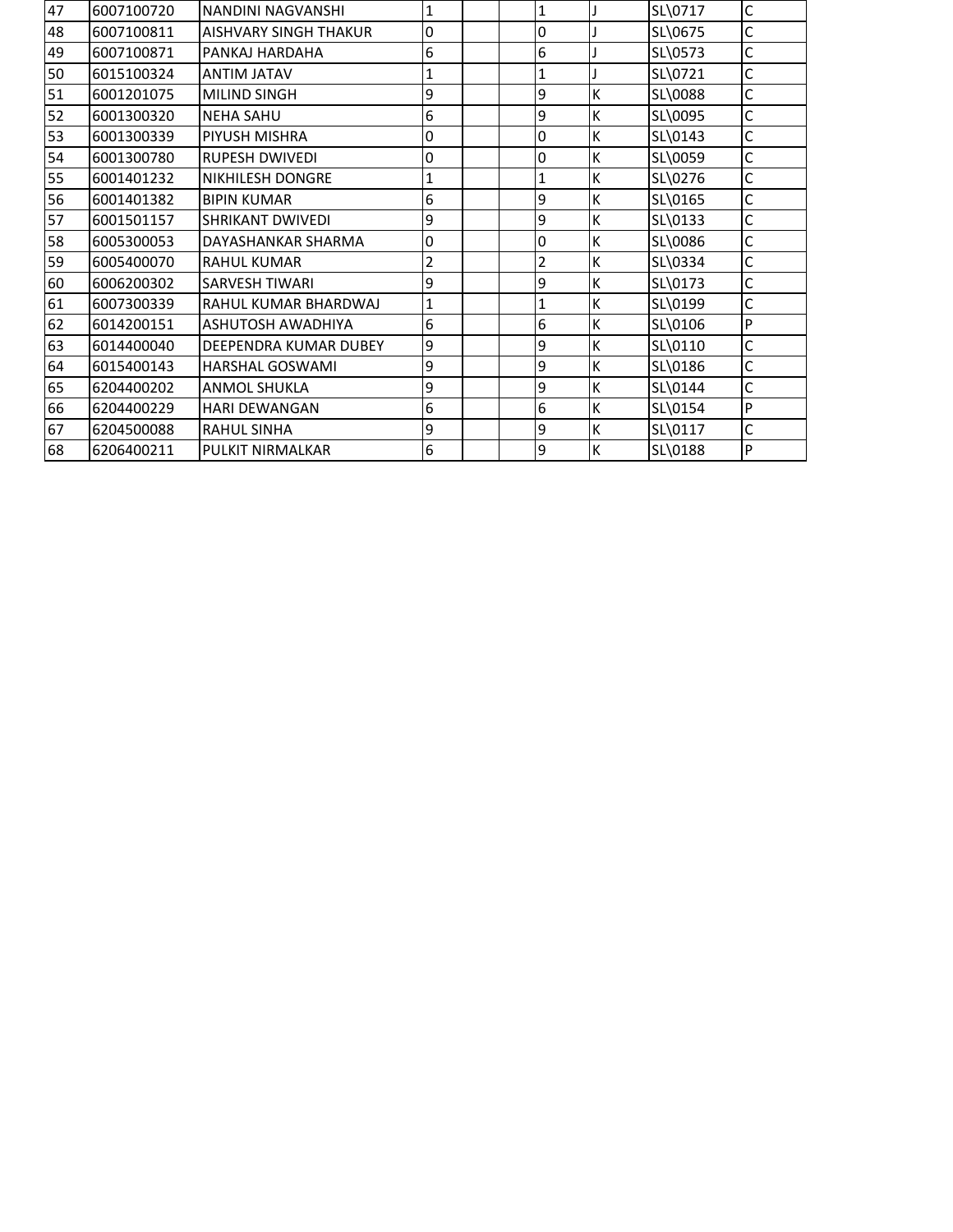| | | | | | | | | | |
|---|---|---|---|---|---|---|---|---|---|
| 47 | 6007100720 | NANDINI NAGVANSHI | 1 | | | 1 | J | SL\0717 | C |
| 48 | 6007100811 | AISHVARY SINGH THAKUR | 0 | | | 0 | J | SL\0675 | C |
| 49 | 6007100871 | PANKAJ HARDAHA | 6 | | | 6 | J | SL\0573 | C |
| 50 | 6015100324 | ANTIM JATAV | 1 | | | 1 | J | SL\0721 | C |
| 51 | 6001201075 | MILIND SINGH | 9 | | | 9 | K | SL\0088 | C |
| 52 | 6001300320 | NEHA SAHU | 6 | | | 9 | K | SL\0095 | C |
| 53 | 6001300339 | PIYUSH MISHRA | 0 | | | 0 | K | SL\0143 | C |
| 54 | 6001300780 | RUPESH DWIVEDI | 0 | | | 0 | K | SL\0059 | C |
| 55 | 6001401232 | NIKHILESH DONGRE | 1 | | | 1 | K | SL\0276 | C |
| 56 | 6001401382 | BIPIN KUMAR | 6 | | | 9 | K | SL\0165 | C |
| 57 | 6001501157 | SHRIKANT DWIVEDI | 9 | | | 9 | K | SL\0133 | C |
| 58 | 6005300053 | DAYASHANKAR SHARMA | 0 | | | 0 | K | SL\0086 | C |
| 59 | 6005400070 | RAHUL KUMAR | 2 | | | 2 | K | SL\0334 | C |
| 60 | 6006200302 | SARVESH TIWARI | 9 | | | 9 | K | SL\0173 | C |
| 61 | 6007300339 | RAHUL KUMAR BHARDWAJ | 1 | | | 1 | K | SL\0199 | C |
| 62 | 6014200151 | ASHUTOSH AWADHIYA | 6 | | | 6 | K | SL\0106 | P |
| 63 | 6014400040 | DEEPENDRA KUMAR DUBEY | 9 | | | 9 | K | SL\0110 | C |
| 64 | 6015400143 | HARSHAL GOSWAMI | 9 | | | 9 | K | SL\0186 | C |
| 65 | 6204400202 | ANMOL SHUKLA | 9 | | | 9 | K | SL\0144 | C |
| 66 | 6204400229 | HARI DEWANGAN | 6 | | | 6 | K | SL\0154 | P |
| 67 | 6204500088 | RAHUL SINHA | 9 | | | 9 | K | SL\0117 | C |
| 68 | 6206400211 | PULKIT NIRMALKAR | 6 | | | 9 | K | SL\0188 | P |